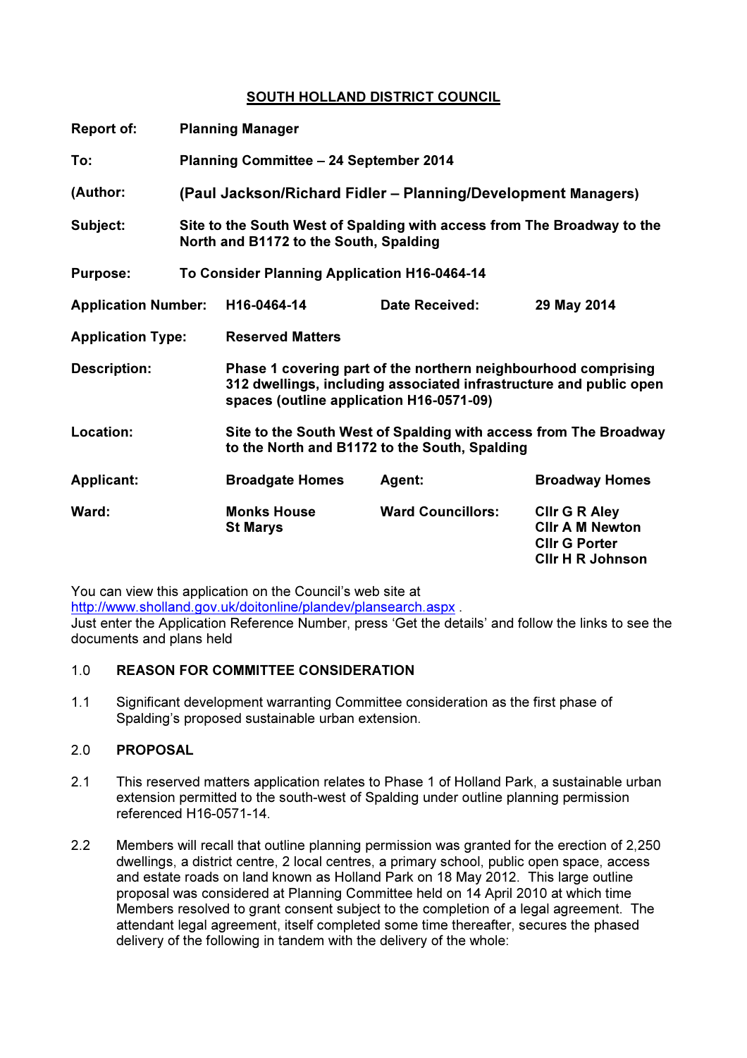# SOUTH HOLLAND DISTRICT COUNCIL

| | | | |
|---|---|---|---|
| **Report of:** | **Planning Manager** | | |
| **To:** | **Planning Committee – 24 September 2014** | | |
| **(Author:** | **(Paul Jackson/Richard Fidler – Planning/Development Managers)** | | |
| **Subject:** | **Site to the South West of Spalding with access from The Broadway to the North and B1172 to the South, Spalding** | | |
| **Purpose:** | **To Consider Planning Application H16-0464-14** | | |
| **Application Number:** | **H16-0464-14** | **Date Received:** | **29 May 2014** |
| **Application Type:** | **Reserved Matters** | | |
| **Description:** | **Phase 1 covering part of the northern neighbourhood comprising 312 dwellings, including associated infrastructure and public open spaces (outline application H16-0571-09)** | | |
| **Location:** | **Site to the South West of Spalding with access from The Broadway to the North and B1172 to the South, Spalding** | | |
| **Applicant:** | **Broadgate Homes** | **Agent:** | **Broadway Homes** |
| **Ward:** | **Monks House St Marys** | **Ward Councillors:** | **Cllr G R Aley Cllr A M Newton Cllr G Porter Cllr H R Johnson** |

You can view this application on the Council's web site at http://www.sholland.gov.uk/doitonline/plandev/plansearch.aspx .
Just enter the Application Reference Number, press 'Get the details' and follow the links to see the documents and plans held

## 1.0 REASON FOR COMMITTEE CONSIDERATION

1.1 Significant development warranting Committee consideration as the first phase of Spalding's proposed sustainable urban extension.

## 2.0 PROPOSAL

2.1 This reserved matters application relates to Phase 1 of Holland Park, a sustainable urban extension permitted to the south-west of Spalding under outline planning permission referenced H16-0571-14.

2.2 Members will recall that outline planning permission was granted for the erection of 2,250 dwellings, a district centre, 2 local centres, a primary school, public open space, access and estate roads on land known as Holland Park on 18 May 2012. This large outline proposal was considered at Planning Committee held on 14 April 2010 at which time Members resolved to grant consent subject to the completion of a legal agreement. The attendant legal agreement, itself completed some time thereafter, secures the phased delivery of the following in tandem with the delivery of the whole: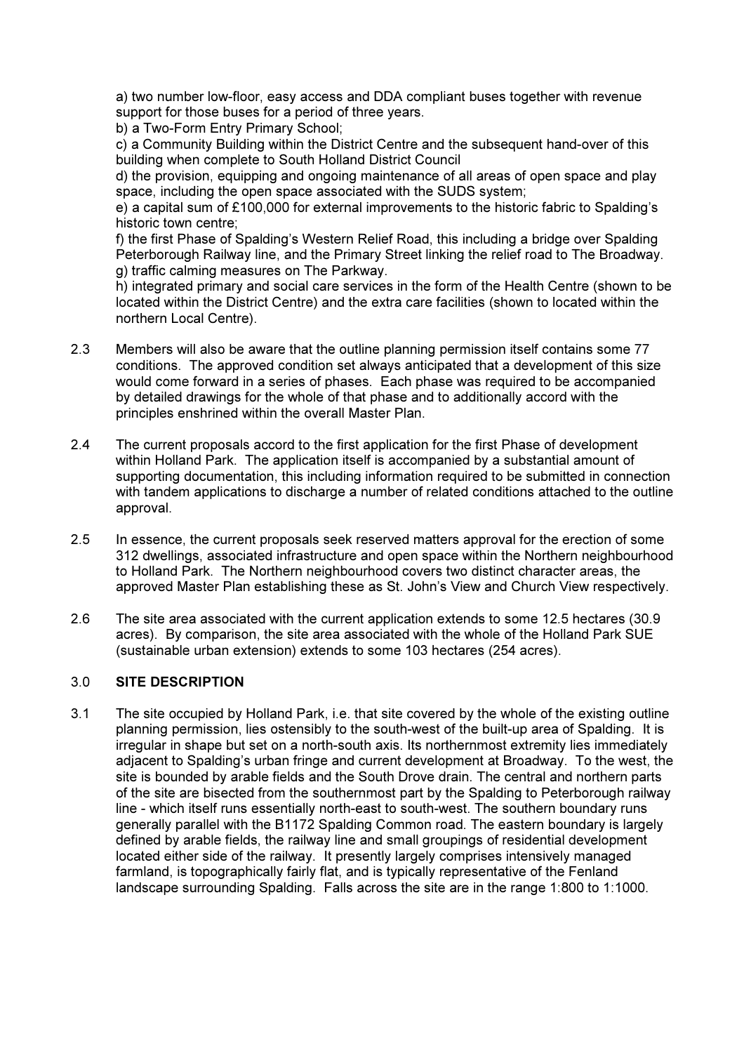a) two number low-floor, easy access and DDA compliant buses together with revenue support for those buses for a period of three years.

b) a Two-Form Entry Primary School;

c) a Community Building within the District Centre and the subsequent hand-over of this building when complete to South Holland District Council

d) the provision, equipping and ongoing maintenance of all areas of open space and play space, including the open space associated with the SUDS system;

e) a capital sum of £100,000 for external improvements to the historic fabric to Spalding's historic town centre;

f) the first Phase of Spalding's Western Relief Road, this including a bridge over Spalding Peterborough Railway line, and the Primary Street linking the relief road to The Broadway.

g) traffic calming measures on The Parkway.

h) integrated primary and social care services in the form of the Health Centre (shown to be located within the District Centre) and the extra care facilities (shown to located within the northern Local Centre).

2.3 Members will also be aware that the outline planning permission itself contains some 77 conditions. The approved condition set always anticipated that a development of this size would come forward in a series of phases. Each phase was required to be accompanied by detailed drawings for the whole of that phase and to additionally accord with the principles enshrined within the overall Master Plan.

2.4 The current proposals accord to the first application for the first Phase of development within Holland Park. The application itself is accompanied by a substantial amount of supporting documentation, this including information required to be submitted in connection with tandem applications to discharge a number of related conditions attached to the outline approval.

2.5 In essence, the current proposals seek reserved matters approval for the erection of some 312 dwellings, associated infrastructure and open space within the Northern neighbourhood to Holland Park. The Northern neighbourhood covers two distinct character areas, the approved Master Plan establishing these as St. John's View and Church View respectively.

2.6 The site area associated with the current application extends to some 12.5 hectares (30.9 acres). By comparison, the site area associated with the whole of the Holland Park SUE (sustainable urban extension) extends to some 103 hectares (254 acres).

## 3.0 SITE DESCRIPTION

3.1 The site occupied by Holland Park, i.e. that site covered by the whole of the existing outline planning permission, lies ostensibly to the south-west of the built-up area of Spalding. It is irregular in shape but set on a north-south axis. Its northernmost extremity lies immediately adjacent to Spalding's urban fringe and current development at Broadway. To the west, the site is bounded by arable fields and the South Drove drain. The central and northern parts of the site are bisected from the southernmost part by the Spalding to Peterborough railway line - which itself runs essentially north-east to south-west. The southern boundary runs generally parallel with the B1172 Spalding Common road. The eastern boundary is largely defined by arable fields, the railway line and small groupings of residential development located either side of the railway. It presently largely comprises intensively managed farmland, is topographically fairly flat, and is typically representative of the Fenland landscape surrounding Spalding. Falls across the site are in the range 1:800 to 1:1000.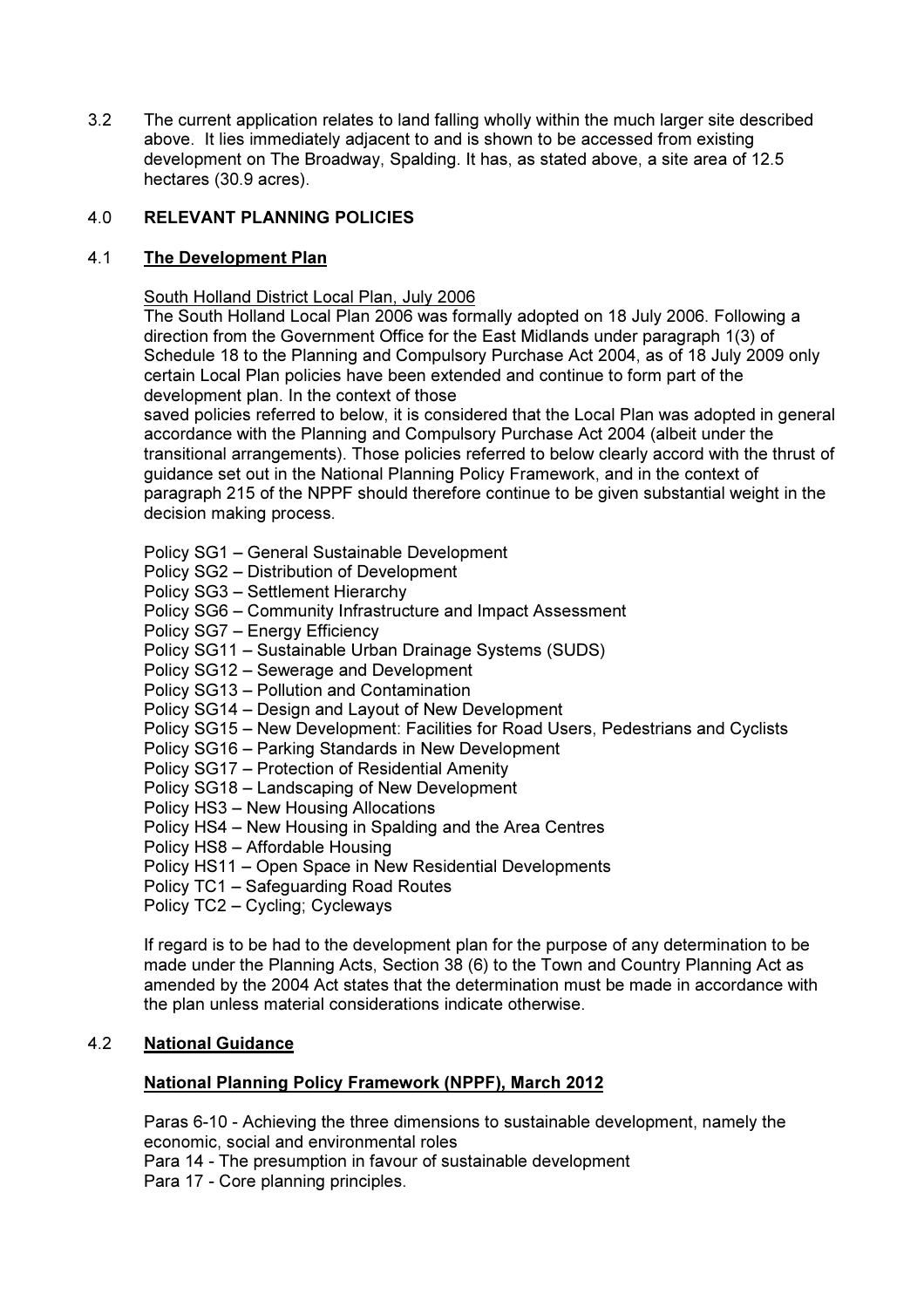3.2 The current application relates to land falling wholly within the much larger site described above. It lies immediately adjacent to and is shown to be accessed from existing development on The Broadway, Spalding. It has, as stated above, a site area of 12.5 hectares (30.9 acres).

## 4.0 RELEVANT PLANNING POLICIES

### 4.1 The Development Plan

South Holland District Local Plan, July 2006

The South Holland Local Plan 2006 was formally adopted on 18 July 2006. Following a direction from the Government Office for the East Midlands under paragraph 1(3) of Schedule 18 to the Planning and Compulsory Purchase Act 2004, as of 18 July 2009 only certain Local Plan policies have been extended and continue to form part of the development plan. In the context of those saved policies referred to below, it is considered that the Local Plan was adopted in general accordance with the Planning and Compulsory Purchase Act 2004 (albeit under the transitional arrangements). Those policies referred to below clearly accord with the thrust of guidance set out in the National Planning Policy Framework, and in the context of paragraph 215 of the NPPF should therefore continue to be given substantial weight in the decision making process.

Policy SG1 – General Sustainable Development
Policy SG2 – Distribution of Development
Policy SG3 – Settlement Hierarchy
Policy SG6 – Community Infrastructure and Impact Assessment
Policy SG7 – Energy Efficiency
Policy SG11 – Sustainable Urban Drainage Systems (SUDS)
Policy SG12 – Sewerage and Development
Policy SG13 – Pollution and Contamination
Policy SG14 – Design and Layout of New Development
Policy SG15 – New Development: Facilities for Road Users, Pedestrians and Cyclists
Policy SG16 – Parking Standards in New Development
Policy SG17 – Protection of Residential Amenity
Policy SG18 – Landscaping of New Development
Policy HS3 – New Housing Allocations
Policy HS4 – New Housing in Spalding and the Area Centres
Policy HS8 – Affordable Housing
Policy HS11 – Open Space in New Residential Developments
Policy TC1 – Safeguarding Road Routes
Policy TC2 – Cycling; Cycleways

If regard is to be had to the development plan for the purpose of any determination to be made under the Planning Acts, Section 38 (6) to the Town and Country Planning Act as amended by the 2004 Act states that the determination must be made in accordance with the plan unless material considerations indicate otherwise.

### 4.2 National Guidance

**National Planning Policy Framework (NPPF), March 2012**

Paras 6-10 - Achieving the three dimensions to sustainable development, namely the economic, social and environmental roles
Para 14 - The presumption in favour of sustainable development
Para 17 - Core planning principles.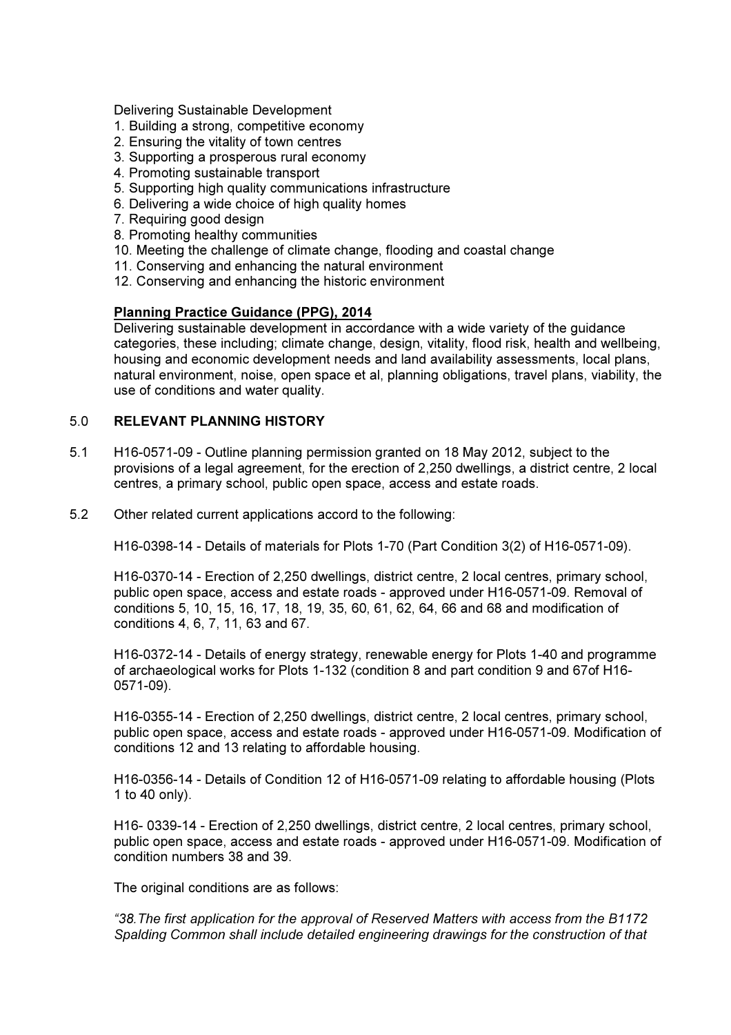Delivering Sustainable Development
1. Building a strong, competitive economy
2. Ensuring the vitality of town centres
3. Supporting a prosperous rural economy
4. Promoting sustainable transport
5. Supporting high quality communications infrastructure
6. Delivering a wide choice of high quality homes
7. Requiring good design
8. Promoting healthy communities
10. Meeting the challenge of climate change, flooding and coastal change
11. Conserving and enhancing the natural environment
12. Conserving and enhancing the historic environment

**Planning Practice Guidance (PPG), 2014**

Delivering sustainable development in accordance with a wide variety of the guidance categories, these including; climate change, design, vitality, flood risk, health and wellbeing, housing and economic development needs and land availability assessments, local plans, natural environment, noise, open space et al, planning obligations, travel plans, viability, the use of conditions and water quality.

## 5.0 RELEVANT PLANNING HISTORY

5.1 H16-0571-09 - Outline planning permission granted on 18 May 2012, subject to the provisions of a legal agreement, for the erection of 2,250 dwellings, a district centre, 2 local centres, a primary school, public open space, access and estate roads.

5.2 Other related current applications accord to the following:

H16-0398-14 - Details of materials for Plots 1-70 (Part Condition 3(2) of H16-0571-09).

H16-0370-14 - Erection of 2,250 dwellings, district centre, 2 local centres, primary school, public open space, access and estate roads - approved under H16-0571-09. Removal of conditions 5, 10, 15, 16, 17, 18, 19, 35, 60, 61, 62, 64, 66 and 68 and modification of conditions 4, 6, 7, 11, 63 and 67.

H16-0372-14 - Details of energy strategy, renewable energy for Plots 1-40 and programme of archaeological works for Plots 1-132 (condition 8 and part condition 9 and 67of H16-0571-09).

H16-0355-14 - Erection of 2,250 dwellings, district centre, 2 local centres, primary school, public open space, access and estate roads - approved under H16-0571-09. Modification of conditions 12 and 13 relating to affordable housing.

H16-0356-14 - Details of Condition 12 of H16-0571-09 relating to affordable housing (Plots 1 to 40 only).

H16- 0339-14 - Erection of 2,250 dwellings, district centre, 2 local centres, primary school, public open space, access and estate roads - approved under H16-0571-09. Modification of condition numbers 38 and 39.

The original conditions are as follows:

*"38.The first application for the approval of Reserved Matters with access from the B1172 Spalding Common shall include detailed engineering drawings for the construction of that*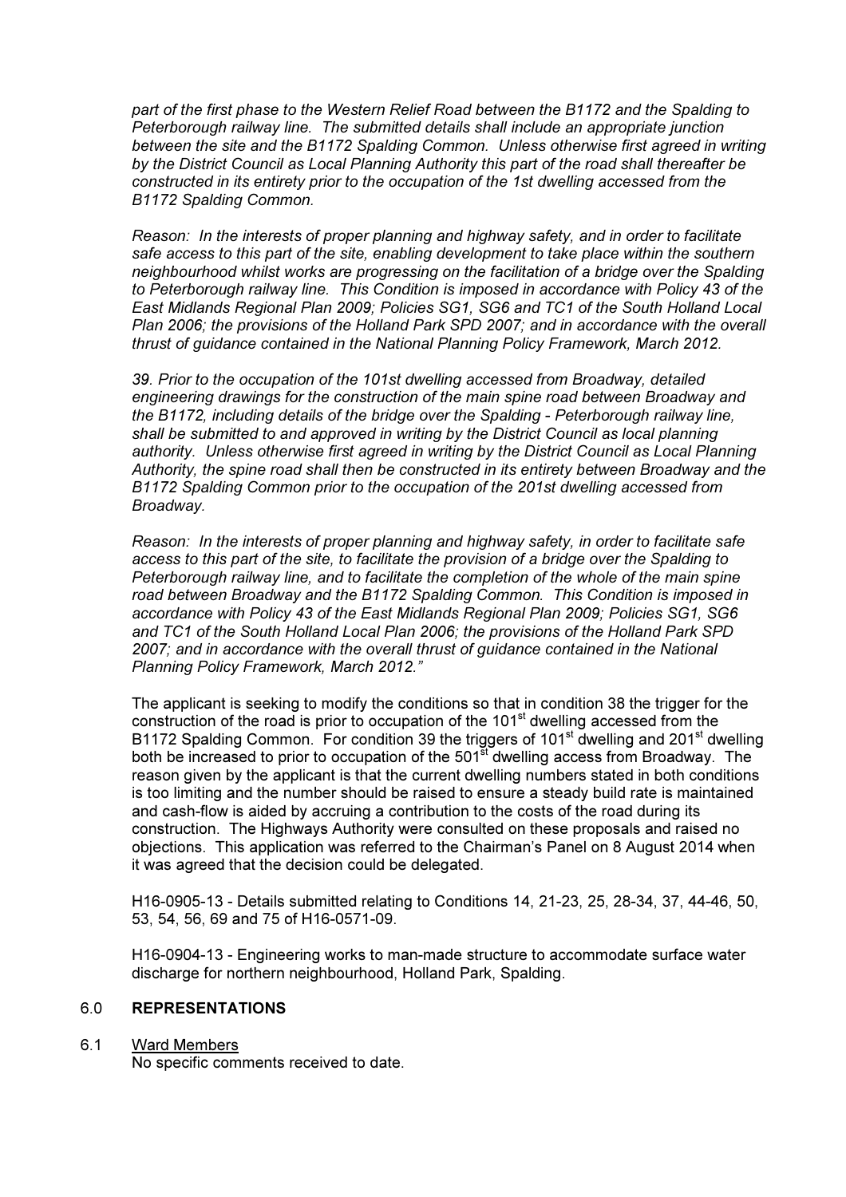*part of the first phase to the Western Relief Road between the B1172 and the Spalding to Peterborough railway line. The submitted details shall include an appropriate junction between the site and the B1172 Spalding Common. Unless otherwise first agreed in writing by the District Council as Local Planning Authority this part of the road shall thereafter be constructed in its entirety prior to the occupation of the 1st dwelling accessed from the B1172 Spalding Common.*

*Reason: In the interests of proper planning and highway safety, and in order to facilitate safe access to this part of the site, enabling development to take place within the southern neighbourhood whilst works are progressing on the facilitation of a bridge over the Spalding to Peterborough railway line. This Condition is imposed in accordance with Policy 43 of the East Midlands Regional Plan 2009; Policies SG1, SG6 and TC1 of the South Holland Local Plan 2006; the provisions of the Holland Park SPD 2007; and in accordance with the overall thrust of guidance contained in the National Planning Policy Framework, March 2012.*

*39. Prior to the occupation of the 101st dwelling accessed from Broadway, detailed engineering drawings for the construction of the main spine road between Broadway and the B1172, including details of the bridge over the Spalding - Peterborough railway line, shall be submitted to and approved in writing by the District Council as local planning authority. Unless otherwise first agreed in writing by the District Council as Local Planning Authority, the spine road shall then be constructed in its entirety between Broadway and the B1172 Spalding Common prior to the occupation of the 201st dwelling accessed from Broadway.*

*Reason: In the interests of proper planning and highway safety, in order to facilitate safe access to this part of the site, to facilitate the provision of a bridge over the Spalding to Peterborough railway line, and to facilitate the completion of the whole of the main spine road between Broadway and the B1172 Spalding Common. This Condition is imposed in accordance with Policy 43 of the East Midlands Regional Plan 2009; Policies SG1, SG6 and TC1 of the South Holland Local Plan 2006; the provisions of the Holland Park SPD 2007; and in accordance with the overall thrust of guidance contained in the National Planning Policy Framework, March 2012."*

The applicant is seeking to modify the conditions so that in condition 38 the trigger for the construction of the road is prior to occupation of the 101st dwelling accessed from the B1172 Spalding Common. For condition 39 the triggers of 101st dwelling and 201st dwelling both be increased to prior to occupation of the 501st dwelling access from Broadway. The reason given by the applicant is that the current dwelling numbers stated in both conditions is too limiting and the number should be raised to ensure a steady build rate is maintained and cash-flow is aided by accruing a contribution to the costs of the road during its construction. The Highways Authority were consulted on these proposals and raised no objections. This application was referred to the Chairman's Panel on 8 August 2014 when it was agreed that the decision could be delegated.

H16-0905-13 - Details submitted relating to Conditions 14, 21-23, 25, 28-34, 37, 44-46, 50, 53, 54, 56, 69 and 75 of H16-0571-09.

H16-0904-13 - Engineering works to man-made structure to accommodate surface water discharge for northern neighbourhood, Holland Park, Spalding.

## 6.0 REPRESENTATIONS

6.1 Ward Members

No specific comments received to date.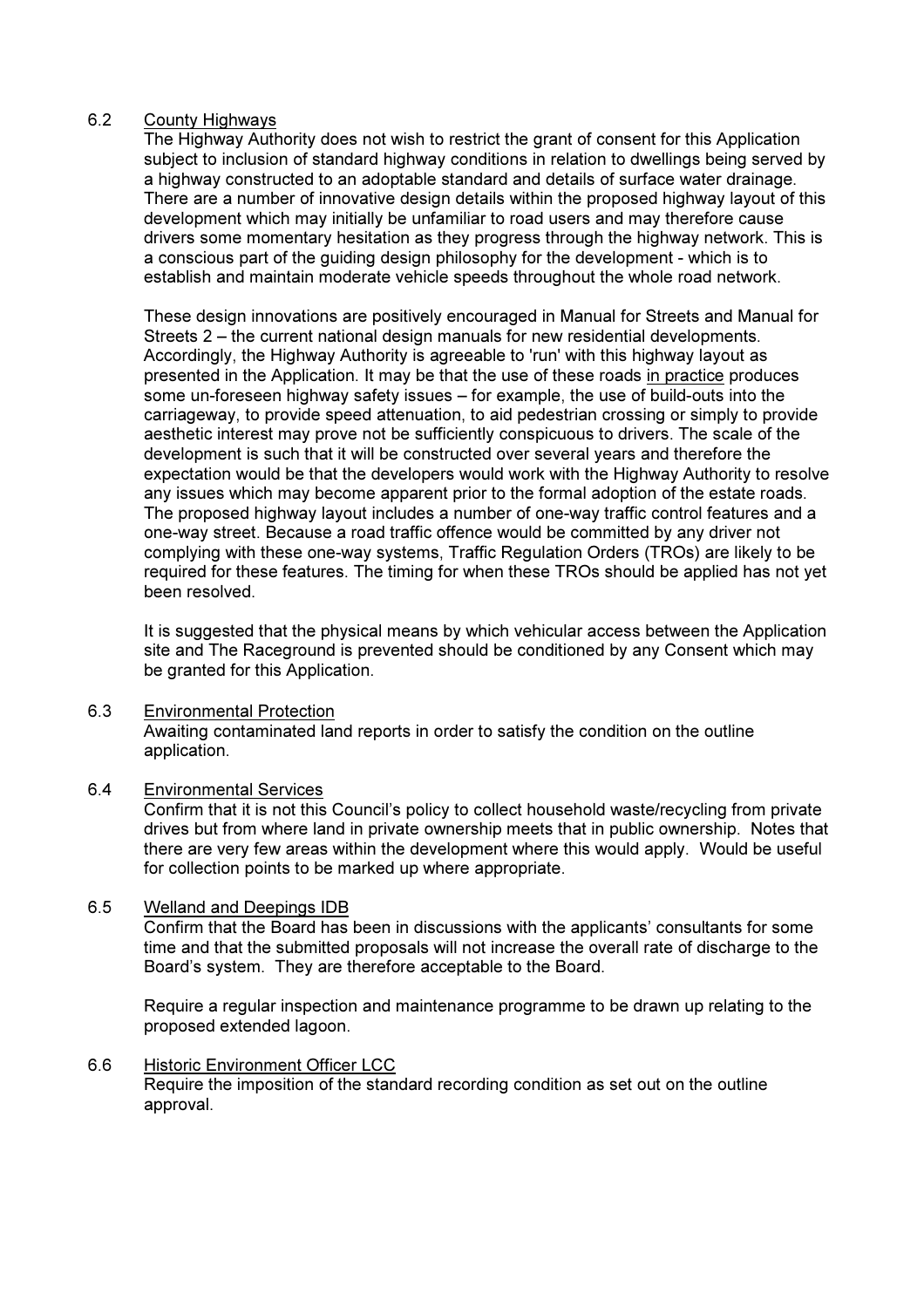6.2 <u>County Highways</u>

The Highway Authority does not wish to restrict the grant of consent for this Application subject to inclusion of standard highway conditions in relation to dwellings being served by a highway constructed to an adoptable standard and details of surface water drainage. There are a number of innovative design details within the proposed highway layout of this development which may initially be unfamiliar to road users and may therefore cause drivers some momentary hesitation as they progress through the highway network. This is a conscious part of the guiding design philosophy for the development - which is to establish and maintain moderate vehicle speeds throughout the whole road network.

These design innovations are positively encouraged in Manual for Streets and Manual for Streets 2 – the current national design manuals for new residential developments. Accordingly, the Highway Authority is agreeable to 'run' with this highway layout as presented in the Application. It may be that the use of these roads <u>in practice</u> produces some un-foreseen highway safety issues – for example, the use of build-outs into the carriageway, to provide speed attenuation, to aid pedestrian crossing or simply to provide aesthetic interest may prove not be sufficiently conspicuous to drivers. The scale of the development is such that it will be constructed over several years and therefore the expectation would be that the developers would work with the Highway Authority to resolve any issues which may become apparent prior to the formal adoption of the estate roads. The proposed highway layout includes a number of one-way traffic control features and a one-way street. Because a road traffic offence would be committed by any driver not complying with these one-way systems, Traffic Regulation Orders (TROs) are likely to be required for these features. The timing for when these TROs should be applied has not yet been resolved.

It is suggested that the physical means by which vehicular access between the Application site and The Raceground is prevented should be conditioned by any Consent which may be granted for this Application.

6.3 <u>Environmental Protection</u>

Awaiting contaminated land reports in order to satisfy the condition on the outline application.

6.4 <u>Environmental Services</u>

Confirm that it is not this Council's policy to collect household waste/recycling from private drives but from where land in private ownership meets that in public ownership. Notes that there are very few areas within the development where this would apply. Would be useful for collection points to be marked up where appropriate.

6.5 <u>Welland and Deepings IDB</u>

Confirm that the Board has been in discussions with the applicants' consultants for some time and that the submitted proposals will not increase the overall rate of discharge to the Board's system. They are therefore acceptable to the Board.

Require a regular inspection and maintenance programme to be drawn up relating to the proposed extended lagoon.

6.6 <u>Historic Environment Officer LCC</u>

Require the imposition of the standard recording condition as set out on the outline approval.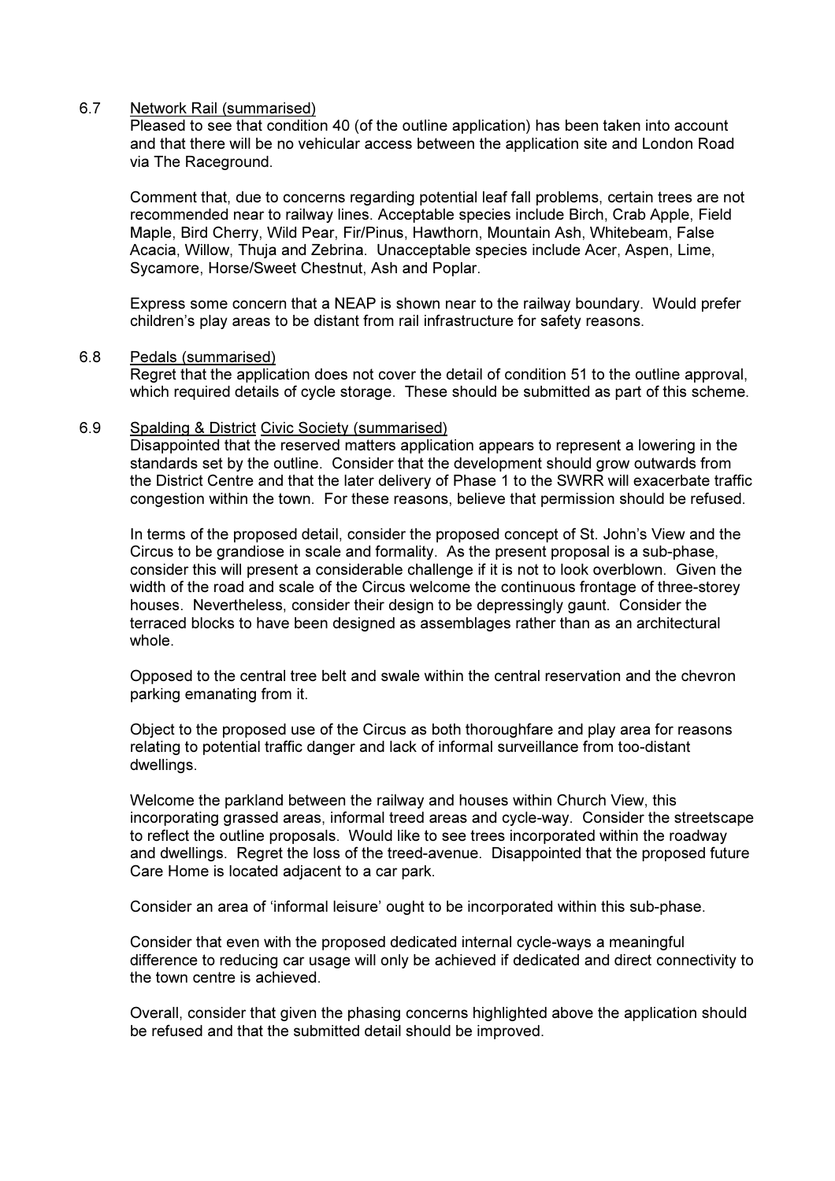6.7 Network Rail (summarised)

Pleased to see that condition 40 (of the outline application) has been taken into account and that there will be no vehicular access between the application site and London Road via The Raceground.

Comment that, due to concerns regarding potential leaf fall problems, certain trees are not recommended near to railway lines. Acceptable species include Birch, Crab Apple, Field Maple, Bird Cherry, Wild Pear, Fir/Pinus, Hawthorn, Mountain Ash, Whitebeam, False Acacia, Willow, Thuja and Zebrina. Unacceptable species include Acer, Aspen, Lime, Sycamore, Horse/Sweet Chestnut, Ash and Poplar.

Express some concern that a NEAP is shown near to the railway boundary. Would prefer children's play areas to be distant from rail infrastructure for safety reasons.

6.8 Pedals (summarised)

Regret that the application does not cover the detail of condition 51 to the outline approval, which required details of cycle storage. These should be submitted as part of this scheme.

6.9 Spalding & District Civic Society (summarised)

Disappointed that the reserved matters application appears to represent a lowering in the standards set by the outline. Consider that the development should grow outwards from the District Centre and that the later delivery of Phase 1 to the SWRR will exacerbate traffic congestion within the town. For these reasons, believe that permission should be refused.

In terms of the proposed detail, consider the proposed concept of St. John's View and the Circus to be grandiose in scale and formality. As the present proposal is a sub-phase, consider this will present a considerable challenge if it is not to look overblown. Given the width of the road and scale of the Circus welcome the continuous frontage of three-storey houses. Nevertheless, consider their design to be depressingly gaunt. Consider the terraced blocks to have been designed as assemblages rather than as an architectural whole.

Opposed to the central tree belt and swale within the central reservation and the chevron parking emanating from it.

Object to the proposed use of the Circus as both thoroughfare and play area for reasons relating to potential traffic danger and lack of informal surveillance from too-distant dwellings.

Welcome the parkland between the railway and houses within Church View, this incorporating grassed areas, informal treed areas and cycle-way. Consider the streetscape to reflect the outline proposals. Would like to see trees incorporated within the roadway and dwellings. Regret the loss of the treed-avenue. Disappointed that the proposed future Care Home is located adjacent to a car park.

Consider an area of 'informal leisure' ought to be incorporated within this sub-phase.

Consider that even with the proposed dedicated internal cycle-ways a meaningful difference to reducing car usage will only be achieved if dedicated and direct connectivity to the town centre is achieved.

Overall, consider that given the phasing concerns highlighted above the application should be refused and that the submitted detail should be improved.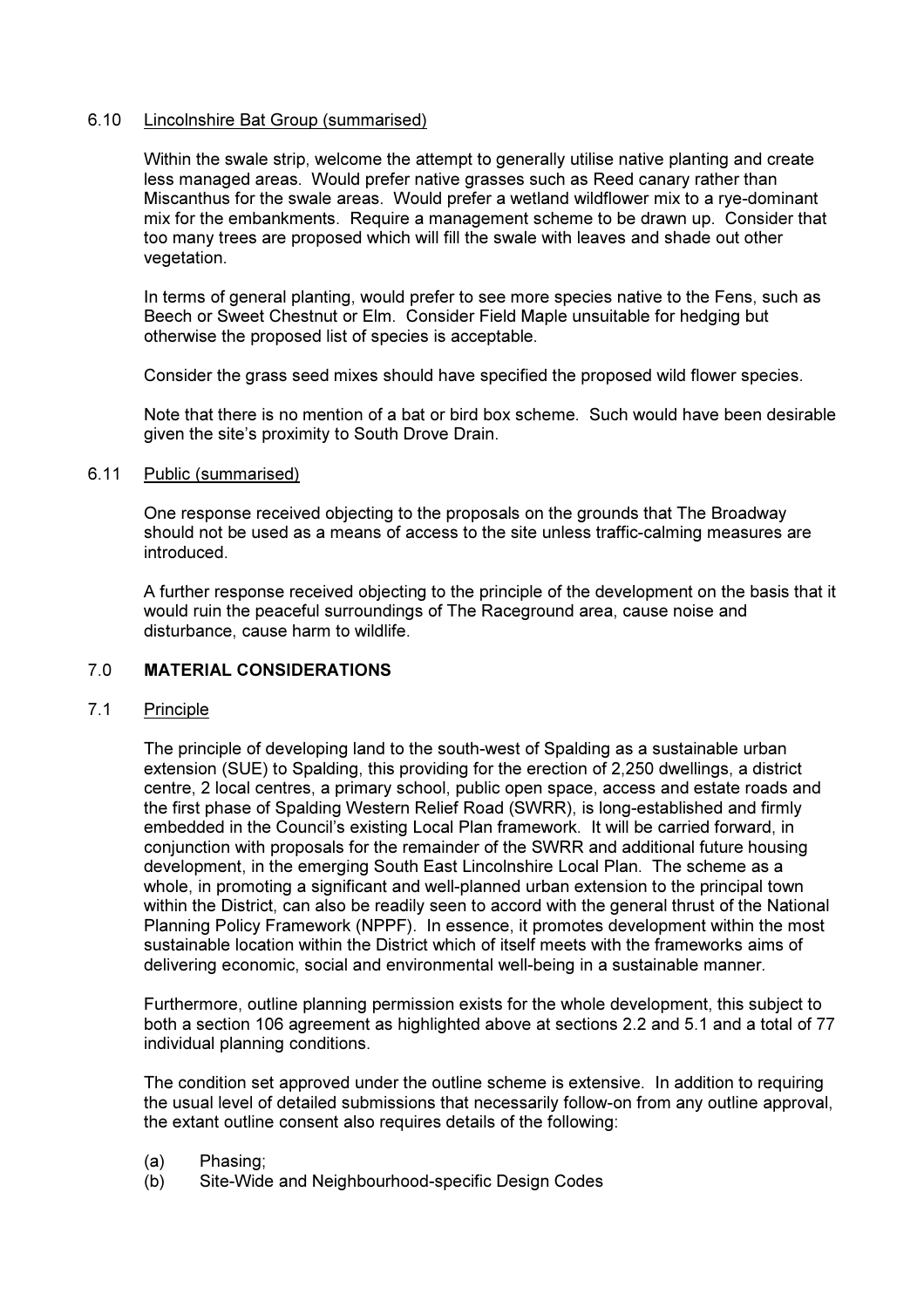6.10 Lincolnshire Bat Group (summarised)

Within the swale strip, welcome the attempt to generally utilise native planting and create less managed areas. Would prefer native grasses such as Reed canary rather than Miscanthus for the swale areas. Would prefer a wetland wildflower mix to a rye-dominant mix for the embankments. Require a management scheme to be drawn up. Consider that too many trees are proposed which will fill the swale with leaves and shade out other vegetation.

In terms of general planting, would prefer to see more species native to the Fens, such as Beech or Sweet Chestnut or Elm. Consider Field Maple unsuitable for hedging but otherwise the proposed list of species is acceptable.

Consider the grass seed mixes should have specified the proposed wild flower species.

Note that there is no mention of a bat or bird box scheme. Such would have been desirable given the site's proximity to South Drove Drain.

6.11 Public (summarised)

One response received objecting to the proposals on the grounds that The Broadway should not be used as a means of access to the site unless traffic-calming measures are introduced.

A further response received objecting to the principle of the development on the basis that it would ruin the peaceful surroundings of The Raceground area, cause noise and disturbance, cause harm to wildlife.

## 7.0 MATERIAL CONSIDERATIONS

7.1 Principle

The principle of developing land to the south-west of Spalding as a sustainable urban extension (SUE) to Spalding, this providing for the erection of 2,250 dwellings, a district centre, 2 local centres, a primary school, public open space, access and estate roads and the first phase of Spalding Western Relief Road (SWRR), is long-established and firmly embedded in the Council's existing Local Plan framework. It will be carried forward, in conjunction with proposals for the remainder of the SWRR and additional future housing development, in the emerging South East Lincolnshire Local Plan. The scheme as a whole, in promoting a significant and well-planned urban extension to the principal town within the District, can also be readily seen to accord with the general thrust of the National Planning Policy Framework (NPPF). In essence, it promotes development within the most sustainable location within the District which of itself meets with the frameworks aims of delivering economic, social and environmental well-being in a sustainable manner.

Furthermore, outline planning permission exists for the whole development, this subject to both a section 106 agreement as highlighted above at sections 2.2 and 5.1 and a total of 77 individual planning conditions.

The condition set approved under the outline scheme is extensive. In addition to requiring the usual level of detailed submissions that necessarily follow-on from any outline approval, the extant outline consent also requires details of the following:

(a) Phasing;
(b) Site-Wide and Neighbourhood-specific Design Codes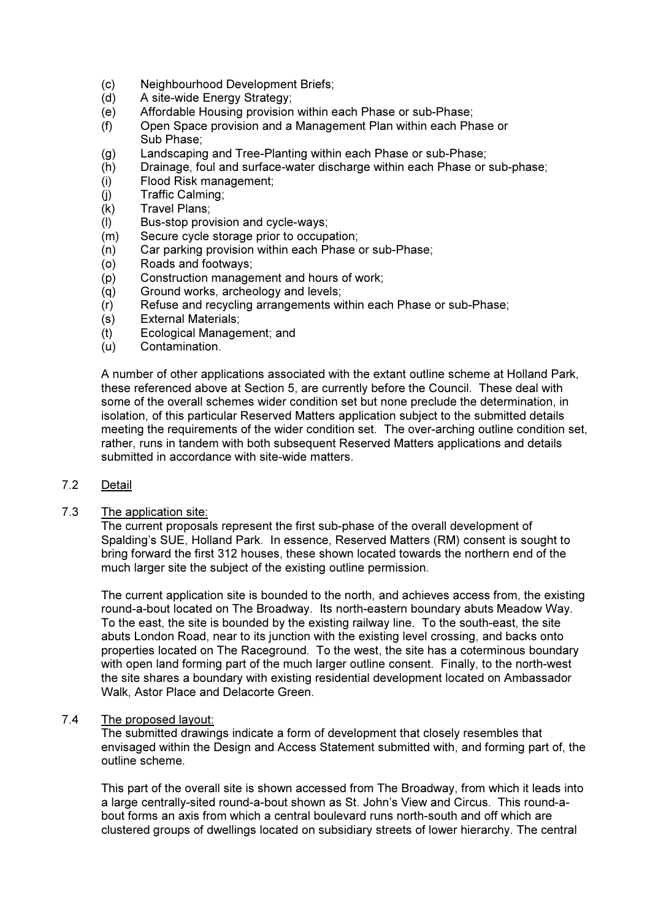(c) Neighbourhood Development Briefs;
(d) A site-wide Energy Strategy;
(e) Affordable Housing provision within each Phase or sub-Phase;
(f) Open Space provision and a Management Plan within each Phase or Sub Phase;
(g) Landscaping and Tree-Planting within each Phase or sub-Phase;
(h) Drainage, foul and surface-water discharge within each Phase or sub-phase;
(i) Flood Risk management;
(j) Traffic Calming;
(k) Travel Plans;
(l) Bus-stop provision and cycle-ways;
(m) Secure cycle storage prior to occupation;
(n) Car parking provision within each Phase or sub-Phase;
(o) Roads and footways;
(p) Construction management and hours of work;
(q) Ground works, archeology and levels;
(r) Refuse and recycling arrangements within each Phase or sub-Phase;
(s) External Materials;
(t) Ecological Management; and
(u) Contamination.

A number of other applications associated with the extant outline scheme at Holland Park, these referenced above at Section 5, are currently before the Council. These deal with some of the overall schemes wider condition set but none preclude the determination, in isolation, of this particular Reserved Matters application subject to the submitted details meeting the requirements of the wider condition set. The over-arching outline condition set, rather, runs in tandem with both subsequent Reserved Matters applications and details submitted in accordance with site-wide matters.

7.2 Detail

7.3 The application site:

The current proposals represent the first sub-phase of the overall development of Spalding's SUE, Holland Park. In essence, Reserved Matters (RM) consent is sought to bring forward the first 312 houses, these shown located towards the northern end of the much larger site the subject of the existing outline permission.

The current application site is bounded to the north, and achieves access from, the existing round-a-bout located on The Broadway. Its north-eastern boundary abuts Meadow Way. To the east, the site is bounded by the existing railway line. To the south-east, the site abuts London Road, near to its junction with the existing level crossing, and backs onto properties located on The Raceground. To the west, the site has a coterminous boundary with open land forming part of the much larger outline consent. Finally, to the north-west the site shares a boundary with existing residential development located on Ambassador Walk, Astor Place and Delacorte Green.

7.4 The proposed layout:

The submitted drawings indicate a form of development that closely resembles that envisaged within the Design and Access Statement submitted with, and forming part of, the outline scheme.

This part of the overall site is shown accessed from The Broadway, from which it leads into a large centrally-sited round-a-bout shown as St. John's View and Circus. This round-a-bout forms an axis from which a central boulevard runs north-south and off which are clustered groups of dwellings located on subsidiary streets of lower hierarchy. The central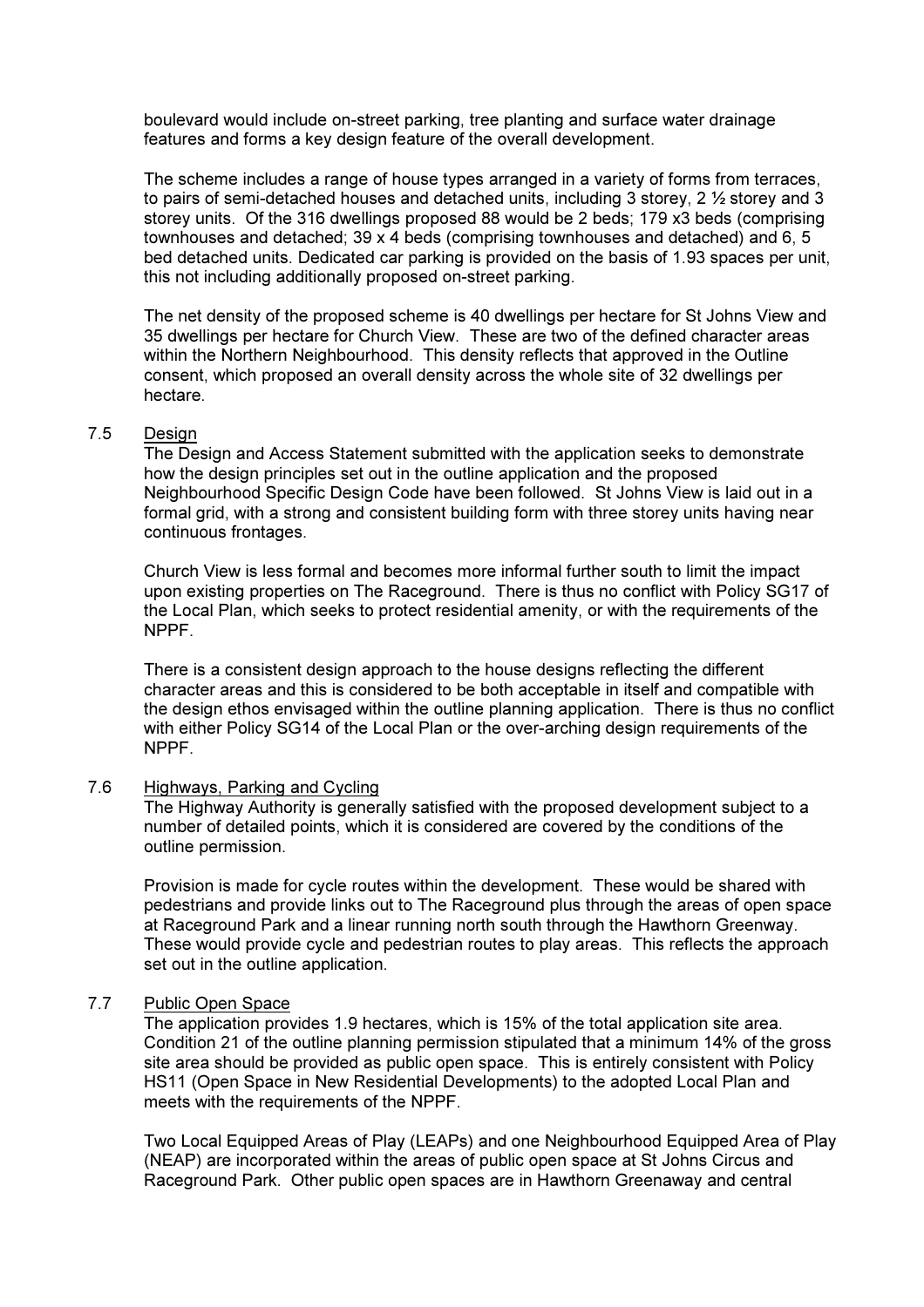boulevard would include on-street parking, tree planting and surface water drainage features and forms a key design feature of the overall development.

The scheme includes a range of house types arranged in a variety of forms from terraces, to pairs of semi-detached houses and detached units, including 3 storey, 2 ½ storey and 3 storey units. Of the 316 dwellings proposed 88 would be 2 beds; 179 x3 beds (comprising townhouses and detached; 39 x 4 beds (comprising townhouses and detached) and 6, 5 bed detached units. Dedicated car parking is provided on the basis of 1.93 spaces per unit, this not including additionally proposed on-street parking.

The net density of the proposed scheme is 40 dwellings per hectare for St Johns View and 35 dwellings per hectare for Church View. These are two of the defined character areas within the Northern Neighbourhood. This density reflects that approved in the Outline consent, which proposed an overall density across the whole site of 32 dwellings per hectare.

7.5 Design

The Design and Access Statement submitted with the application seeks to demonstrate how the design principles set out in the outline application and the proposed Neighbourhood Specific Design Code have been followed. St Johns View is laid out in a formal grid, with a strong and consistent building form with three storey units having near continuous frontages.

Church View is less formal and becomes more informal further south to limit the impact upon existing properties on The Raceground. There is thus no conflict with Policy SG17 of the Local Plan, which seeks to protect residential amenity, or with the requirements of the NPPF.

There is a consistent design approach to the house designs reflecting the different character areas and this is considered to be both acceptable in itself and compatible with the design ethos envisaged within the outline planning application. There is thus no conflict with either Policy SG14 of the Local Plan or the over-arching design requirements of the NPPF.

7.6 Highways, Parking and Cycling

The Highway Authority is generally satisfied with the proposed development subject to a number of detailed points, which it is considered are covered by the conditions of the outline permission.

Provision is made for cycle routes within the development. These would be shared with pedestrians and provide links out to The Raceground plus through the areas of open space at Raceground Park and a linear running north south through the Hawthorn Greenway. These would provide cycle and pedestrian routes to play areas. This reflects the approach set out in the outline application.

7.7 Public Open Space

The application provides 1.9 hectares, which is 15% of the total application site area. Condition 21 of the outline planning permission stipulated that a minimum 14% of the gross site area should be provided as public open space. This is entirely consistent with Policy HS11 (Open Space in New Residential Developments) to the adopted Local Plan and meets with the requirements of the NPPF.

Two Local Equipped Areas of Play (LEAPs) and one Neighbourhood Equipped Area of Play (NEAP) are incorporated within the areas of public open space at St Johns Circus and Raceground Park. Other public open spaces are in Hawthorn Greenaway and central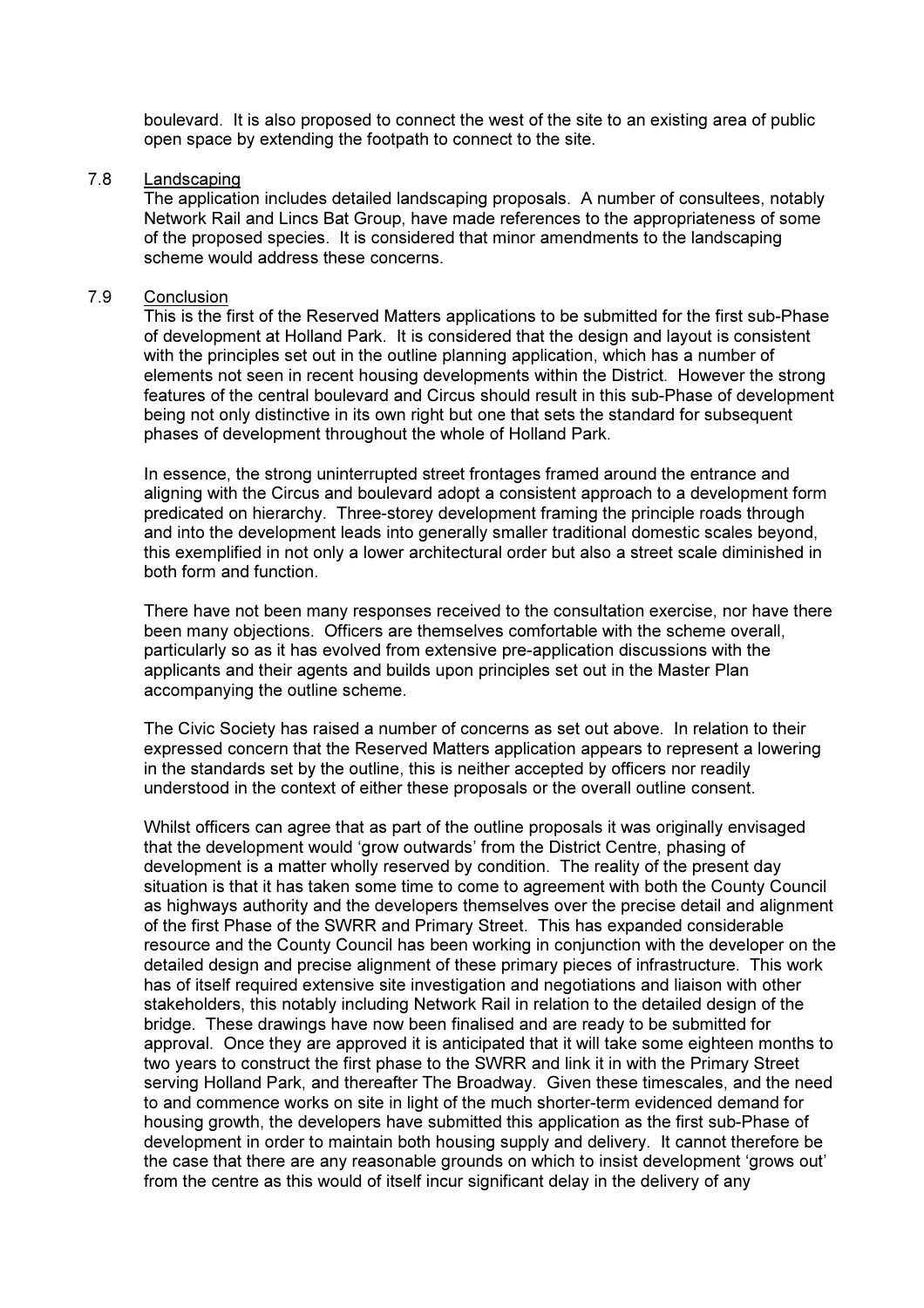boulevard. It is also proposed to connect the west of the site to an existing area of public open space by extending the footpath to connect to the site.

7.8 Landscaping

The application includes detailed landscaping proposals. A number of consultees, notably Network Rail and Lincs Bat Group, have made references to the appropriateness of some of the proposed species. It is considered that minor amendments to the landscaping scheme would address these concerns.

7.9 Conclusion

This is the first of the Reserved Matters applications to be submitted for the first sub-Phase of development at Holland Park. It is considered that the design and layout is consistent with the principles set out in the outline planning application, which has a number of elements not seen in recent housing developments within the District. However the strong features of the central boulevard and Circus should result in this sub-Phase of development being not only distinctive in its own right but one that sets the standard for subsequent phases of development throughout the whole of Holland Park.

In essence, the strong uninterrupted street frontages framed around the entrance and aligning with the Circus and boulevard adopt a consistent approach to a development form predicated on hierarchy. Three-storey development framing the principle roads through and into the development leads into generally smaller traditional domestic scales beyond, this exemplified in not only a lower architectural order but also a street scale diminished in both form and function.

There have not been many responses received to the consultation exercise, nor have there been many objections. Officers are themselves comfortable with the scheme overall, particularly so as it has evolved from extensive pre-application discussions with the applicants and their agents and builds upon principles set out in the Master Plan accompanying the outline scheme.

The Civic Society has raised a number of concerns as set out above. In relation to their expressed concern that the Reserved Matters application appears to represent a lowering in the standards set by the outline, this is neither accepted by officers nor readily understood in the context of either these proposals or the overall outline consent.

Whilst officers can agree that as part of the outline proposals it was originally envisaged that the development would 'grow outwards' from the District Centre, phasing of development is a matter wholly reserved by condition. The reality of the present day situation is that it has taken some time to come to agreement with both the County Council as highways authority and the developers themselves over the precise detail and alignment of the first Phase of the SWRR and Primary Street. This has expanded considerable resource and the County Council has been working in conjunction with the developer on the detailed design and precise alignment of these primary pieces of infrastructure. This work has of itself required extensive site investigation and negotiations and liaison with other stakeholders, this notably including Network Rail in relation to the detailed design of the bridge. These drawings have now been finalised and are ready to be submitted for approval. Once they are approved it is anticipated that it will take some eighteen months to two years to construct the first phase to the SWRR and link it in with the Primary Street serving Holland Park, and thereafter The Broadway. Given these timescales, and the need to and commence works on site in light of the much shorter-term evidenced demand for housing growth, the developers have submitted this application as the first sub-Phase of development in order to maintain both housing supply and delivery. It cannot therefore be the case that there are any reasonable grounds on which to insist development 'grows out' from the centre as this would of itself incur significant delay in the delivery of any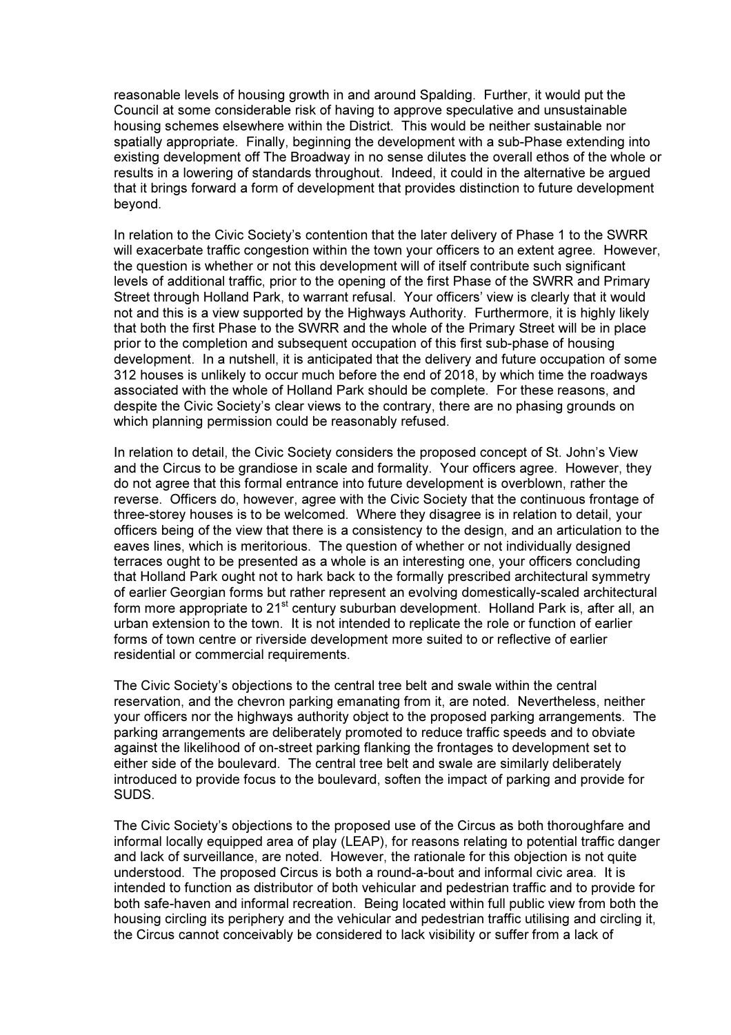reasonable levels of housing growth in and around Spalding. Further, it would put the Council at some considerable risk of having to approve speculative and unsustainable housing schemes elsewhere within the District. This would be neither sustainable nor spatially appropriate. Finally, beginning the development with a sub-Phase extending into existing development off The Broadway in no sense dilutes the overall ethos of the whole or results in a lowering of standards throughout. Indeed, it could in the alternative be argued that it brings forward a form of development that provides distinction to future development beyond.

In relation to the Civic Society's contention that the later delivery of Phase 1 to the SWRR will exacerbate traffic congestion within the town your officers to an extent agree. However, the question is whether or not this development will of itself contribute such significant levels of additional traffic, prior to the opening of the first Phase of the SWRR and Primary Street through Holland Park, to warrant refusal. Your officers' view is clearly that it would not and this is a view supported by the Highways Authority. Furthermore, it is highly likely that both the first Phase to the SWRR and the whole of the Primary Street will be in place prior to the completion and subsequent occupation of this first sub-phase of housing development. In a nutshell, it is anticipated that the delivery and future occupation of some 312 houses is unlikely to occur much before the end of 2018, by which time the roadways associated with the whole of Holland Park should be complete. For these reasons, and despite the Civic Society's clear views to the contrary, there are no phasing grounds on which planning permission could be reasonably refused.

In relation to detail, the Civic Society considers the proposed concept of St. John's View and the Circus to be grandiose in scale and formality. Your officers agree. However, they do not agree that this formal entrance into future development is overblown, rather the reverse. Officers do, however, agree with the Civic Society that the continuous frontage of three-storey houses is to be welcomed. Where they disagree is in relation to detail, your officers being of the view that there is a consistency to the design, and an articulation to the eaves lines, which is meritorious. The question of whether or not individually designed terraces ought to be presented as a whole is an interesting one, your officers concluding that Holland Park ought not to hark back to the formally prescribed architectural symmetry of earlier Georgian forms but rather represent an evolving domestically-scaled architectural form more appropriate to 21st century suburban development. Holland Park is, after all, an urban extension to the town. It is not intended to replicate the role or function of earlier forms of town centre or riverside development more suited to or reflective of earlier residential or commercial requirements.

The Civic Society's objections to the central tree belt and swale within the central reservation, and the chevron parking emanating from it, are noted. Nevertheless, neither your officers nor the highways authority object to the proposed parking arrangements. The parking arrangements are deliberately promoted to reduce traffic speeds and to obviate against the likelihood of on-street parking flanking the frontages to development set to either side of the boulevard. The central tree belt and swale are similarly deliberately introduced to provide focus to the boulevard, soften the impact of parking and provide for SUDS.

The Civic Society's objections to the proposed use of the Circus as both thoroughfare and informal locally equipped area of play (LEAP), for reasons relating to potential traffic danger and lack of surveillance, are noted. However, the rationale for this objection is not quite understood. The proposed Circus is both a round-a-bout and informal civic area. It is intended to function as distributor of both vehicular and pedestrian traffic and to provide for both safe-haven and informal recreation. Being located within full public view from both the housing circling its periphery and the vehicular and pedestrian traffic utilising and circling it, the Circus cannot conceivably be considered to lack visibility or suffer from a lack of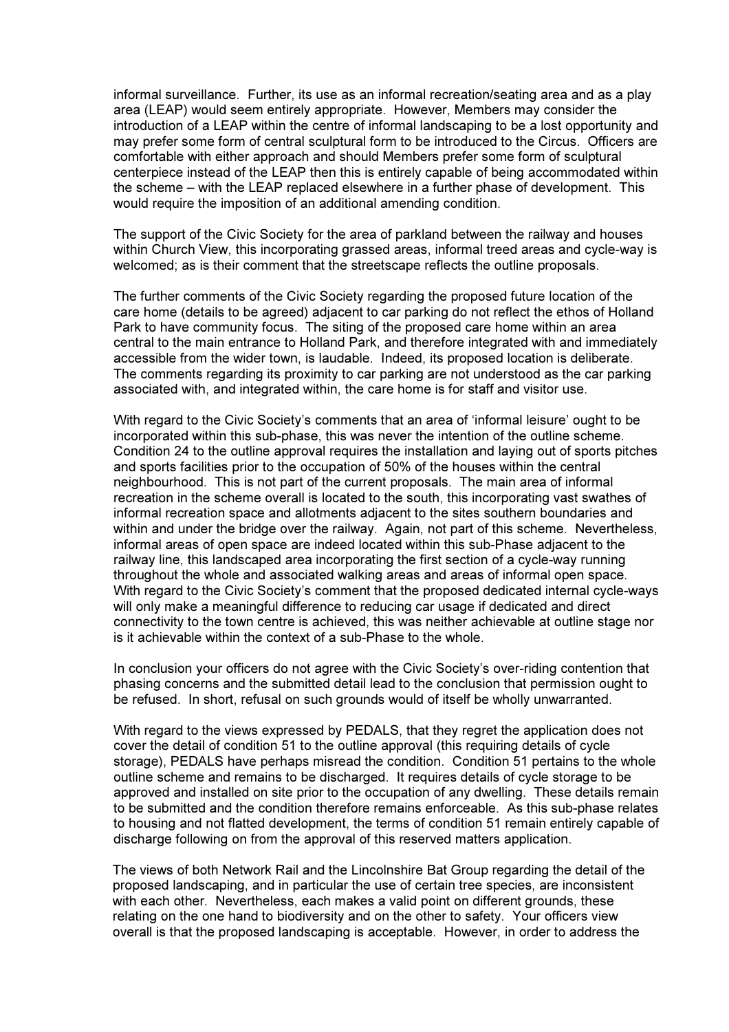informal surveillance. Further, its use as an informal recreation/seating area and as a play area (LEAP) would seem entirely appropriate. However, Members may consider the introduction of a LEAP within the centre of informal landscaping to be a lost opportunity and may prefer some form of central sculptural form to be introduced to the Circus. Officers are comfortable with either approach and should Members prefer some form of sculptural centerpiece instead of the LEAP then this is entirely capable of being accommodated within the scheme – with the LEAP replaced elsewhere in a further phase of development. This would require the imposition of an additional amending condition.

The support of the Civic Society for the area of parkland between the railway and houses within Church View, this incorporating grassed areas, informal treed areas and cycle-way is welcomed; as is their comment that the streetscape reflects the outline proposals.

The further comments of the Civic Society regarding the proposed future location of the care home (details to be agreed) adjacent to car parking do not reflect the ethos of Holland Park to have community focus. The siting of the proposed care home within an area central to the main entrance to Holland Park, and therefore integrated with and immediately accessible from the wider town, is laudable. Indeed, its proposed location is deliberate. The comments regarding its proximity to car parking are not understood as the car parking associated with, and integrated within, the care home is for staff and visitor use.

With regard to the Civic Society's comments that an area of 'informal leisure' ought to be incorporated within this sub-phase, this was never the intention of the outline scheme. Condition 24 to the outline approval requires the installation and laying out of sports pitches and sports facilities prior to the occupation of 50% of the houses within the central neighbourhood. This is not part of the current proposals. The main area of informal recreation in the scheme overall is located to the south, this incorporating vast swathes of informal recreation space and allotments adjacent to the sites southern boundaries and within and under the bridge over the railway. Again, not part of this scheme. Nevertheless, informal areas of open space are indeed located within this sub-Phase adjacent to the railway line, this landscaped area incorporating the first section of a cycle-way running throughout the whole and associated walking areas and areas of informal open space. With regard to the Civic Society's comment that the proposed dedicated internal cycle-ways will only make a meaningful difference to reducing car usage if dedicated and direct connectivity to the town centre is achieved, this was neither achievable at outline stage nor is it achievable within the context of a sub-Phase to the whole.

In conclusion your officers do not agree with the Civic Society's over-riding contention that phasing concerns and the submitted detail lead to the conclusion that permission ought to be refused. In short, refusal on such grounds would of itself be wholly unwarranted.

With regard to the views expressed by PEDALS, that they regret the application does not cover the detail of condition 51 to the outline approval (this requiring details of cycle storage), PEDALS have perhaps misread the condition. Condition 51 pertains to the whole outline scheme and remains to be discharged. It requires details of cycle storage to be approved and installed on site prior to the occupation of any dwelling. These details remain to be submitted and the condition therefore remains enforceable. As this sub-phase relates to housing and not flatted development, the terms of condition 51 remain entirely capable of discharge following on from the approval of this reserved matters application.

The views of both Network Rail and the Lincolnshire Bat Group regarding the detail of the proposed landscaping, and in particular the use of certain tree species, are inconsistent with each other. Nevertheless, each makes a valid point on different grounds, these relating on the one hand to biodiversity and on the other to safety. Your officers view overall is that the proposed landscaping is acceptable. However, in order to address the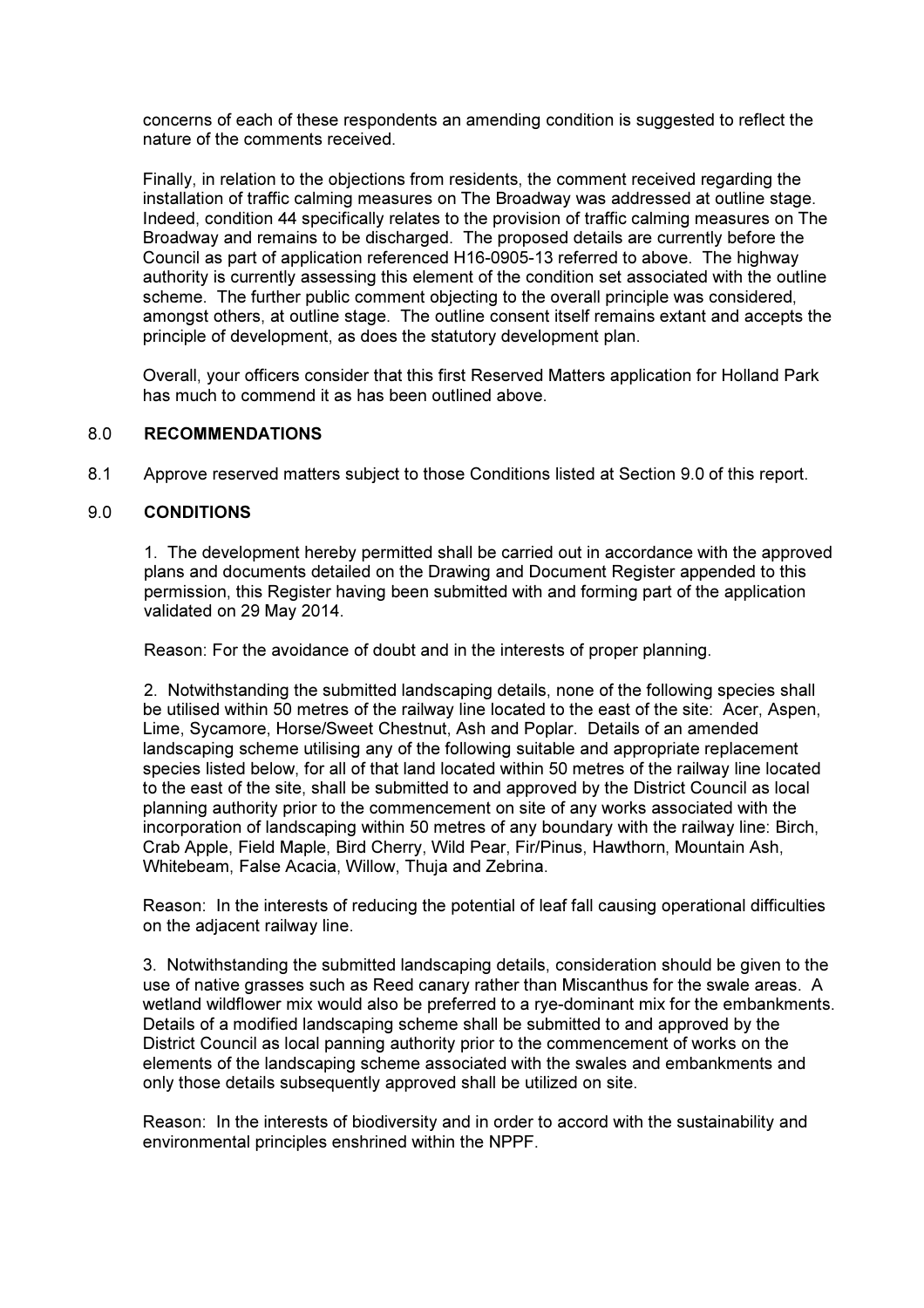concerns of each of these respondents an amending condition is suggested to reflect the nature of the comments received.

Finally, in relation to the objections from residents, the comment received regarding the installation of traffic calming measures on The Broadway was addressed at outline stage. Indeed, condition 44 specifically relates to the provision of traffic calming measures on The Broadway and remains to be discharged. The proposed details are currently before the Council as part of application referenced H16-0905-13 referred to above. The highway authority is currently assessing this element of the condition set associated with the outline scheme. The further public comment objecting to the overall principle was considered, amongst others, at outline stage. The outline consent itself remains extant and accepts the principle of development, as does the statutory development plan.

Overall, your officers consider that this first Reserved Matters application for Holland Park has much to commend it as has been outlined above.

## 8.0 RECOMMENDATIONS

8.1 Approve reserved matters subject to those Conditions listed at Section 9.0 of this report.

## 9.0 CONDITIONS

1. The development hereby permitted shall be carried out in accordance with the approved plans and documents detailed on the Drawing and Document Register appended to this permission, this Register having been submitted with and forming part of the application validated on 29 May 2014.

Reason: For the avoidance of doubt and in the interests of proper planning.

2. Notwithstanding the submitted landscaping details, none of the following species shall be utilised within 50 metres of the railway line located to the east of the site: Acer, Aspen, Lime, Sycamore, Horse/Sweet Chestnut, Ash and Poplar. Details of an amended landscaping scheme utilising any of the following suitable and appropriate replacement species listed below, for all of that land located within 50 metres of the railway line located to the east of the site, shall be submitted to and approved by the District Council as local planning authority prior to the commencement on site of any works associated with the incorporation of landscaping within 50 metres of any boundary with the railway line: Birch, Crab Apple, Field Maple, Bird Cherry, Wild Pear, Fir/Pinus, Hawthorn, Mountain Ash, Whitebeam, False Acacia, Willow, Thuja and Zebrina.

Reason: In the interests of reducing the potential of leaf fall causing operational difficulties on the adjacent railway line.

3. Notwithstanding the submitted landscaping details, consideration should be given to the use of native grasses such as Reed canary rather than Miscanthus for the swale areas. A wetland wildflower mix would also be preferred to a rye-dominant mix for the embankments. Details of a modified landscaping scheme shall be submitted to and approved by the District Council as local panning authority prior to the commencement of works on the elements of the landscaping scheme associated with the swales and embankments and only those details subsequently approved shall be utilized on site.

Reason: In the interests of biodiversity and in order to accord with the sustainability and environmental principles enshrined within the NPPF.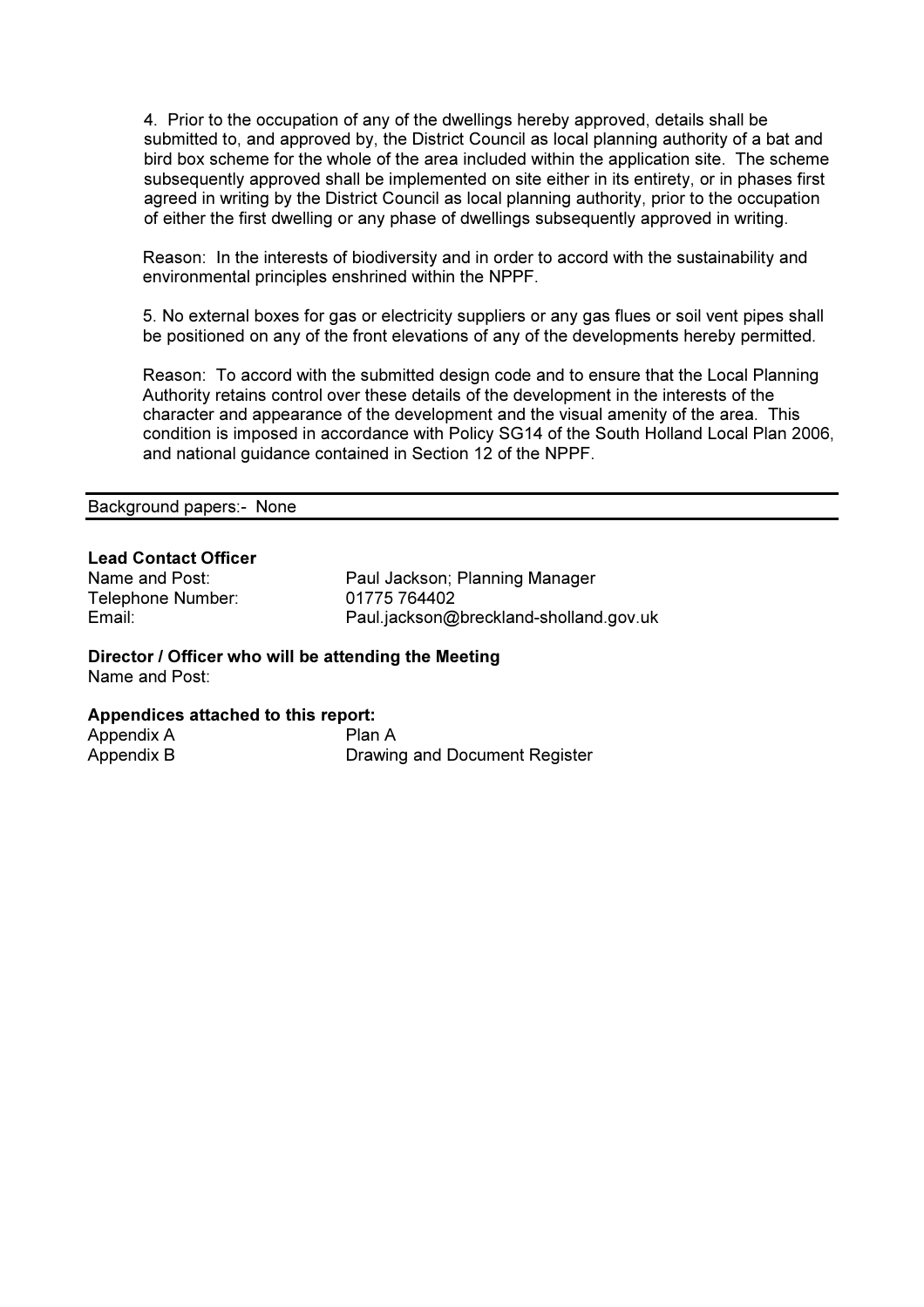4. Prior to the occupation of any of the dwellings hereby approved, details shall be submitted to, and approved by, the District Council as local planning authority of a bat and bird box scheme for the whole of the area included within the application site. The scheme subsequently approved shall be implemented on site either in its entirety, or in phases first agreed in writing by the District Council as local planning authority, prior to the occupation of either the first dwelling or any phase of dwellings subsequently approved in writing.

Reason: In the interests of biodiversity and in order to accord with the sustainability and environmental principles enshrined within the NPPF.

5. No external boxes for gas or electricity suppliers or any gas flues or soil vent pipes shall be positioned on any of the front elevations of any of the developments hereby permitted.

Reason: To accord with the submitted design code and to ensure that the Local Planning Authority retains control over these details of the development in the interests of the character and appearance of the development and the visual amenity of the area. This condition is imposed in accordance with Policy SG14 of the South Holland Local Plan 2006, and national guidance contained in Section 12 of the NPPF.

---

Background papers:- None

---

**Lead Contact Officer**

| | |
|---|---|
| Name and Post: | Paul Jackson; Planning Manager |
| Telephone Number: | 01775 764402 |
| Email: | Paul.jackson@breckland-sholland.gov.uk |

**Director / Officer who will be attending the Meeting**
Name and Post:

**Appendices attached to this report:**

| | |
|---|---|
| Appendix A | Plan A |
| Appendix B | Drawing and Document Register |